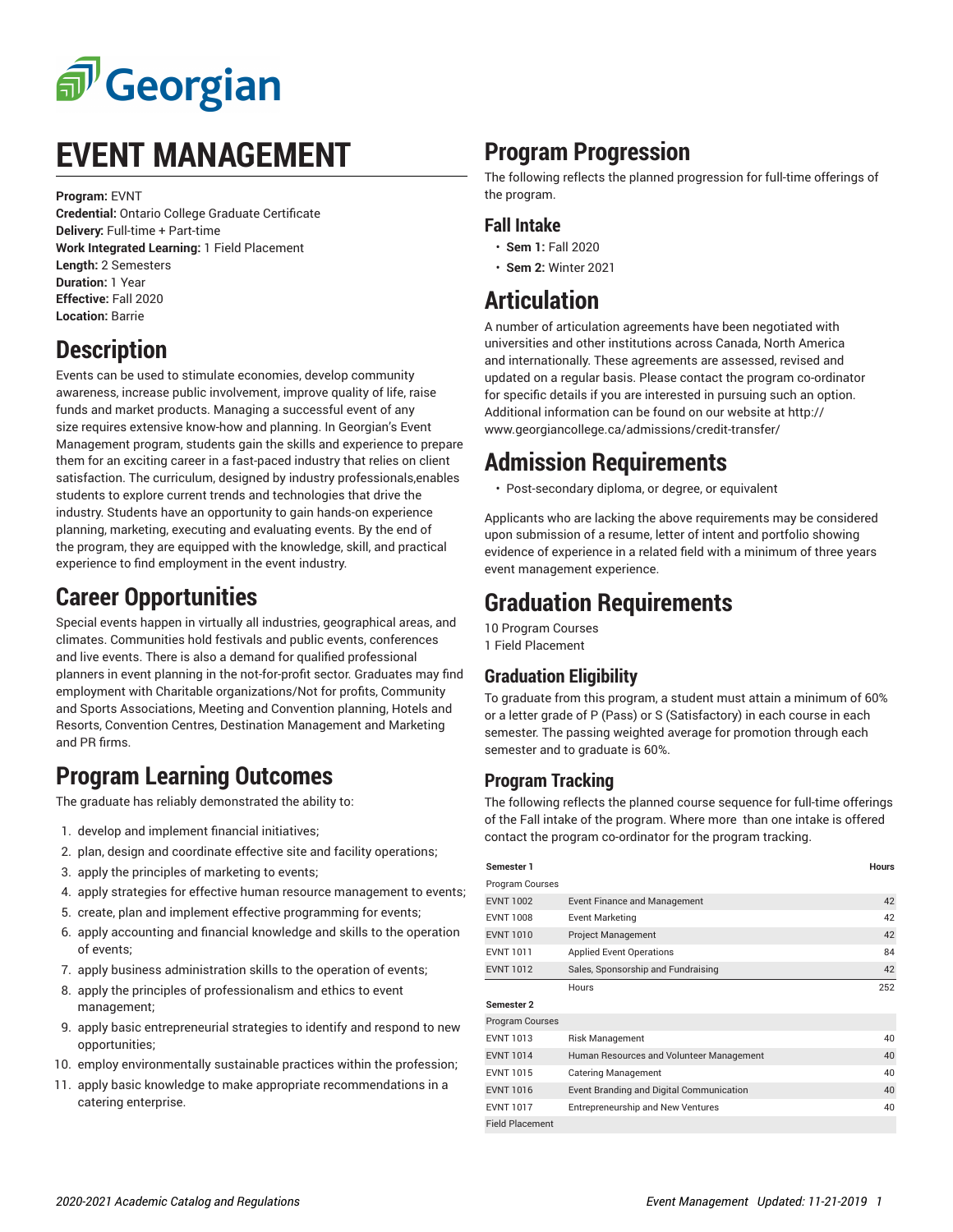Georgian

# EVENT MANAGEMENT

**Program:** EVNT
**Credential:** Ontario College Graduate Certificate
**Delivery:** Full-time + Part-time
**Work Integrated Learning:** 1 Field Placement
**Length:** 2 Semesters
**Duration:** 1 Year
**Effective:** Fall 2020
**Location:** Barrie

## Description

Events can be used to stimulate economies, develop community awareness, increase public involvement, improve quality of life, raise funds and market products. Managing a successful event of any size requires extensive know-how and planning. In Georgian's Event Management program, students gain the skills and experience to prepare them for an exciting career in a fast-paced industry that relies on client satisfaction. The curriculum, designed by industry professionals,enables students to explore current trends and technologies that drive the industry. Students have an opportunity to gain hands-on experience planning, marketing, executing and evaluating events. By the end of the program, they are equipped with the knowledge, skill, and practical experience to find employment in the event industry.

## Career Opportunities

Special events happen in virtually all industries, geographical areas, and climates. Communities hold festivals and public events, conferences and live events. There is also a demand for qualified professional planners in event planning in the not-for-profit sector. Graduates may find employment with Charitable organizations/Not for profits, Community and Sports Associations, Meeting and Convention planning, Hotels and Resorts, Convention Centres, Destination Management and Marketing and PR firms.

## Program Learning Outcomes

The graduate has reliably demonstrated the ability to:

1. develop and implement financial initiatives;
2. plan, design and coordinate effective site and facility operations;
3. apply the principles of marketing to events;
4. apply strategies for effective human resource management to events;
5. create, plan and implement effective programming for events;
6. apply accounting and financial knowledge and skills to the operation of events;
7. apply business administration skills to the operation of events;
8. apply the principles of professionalism and ethics to event management;
9. apply basic entrepreneurial strategies to identify and respond to new opportunities;
10. employ environmentally sustainable practices within the profession;
11. apply basic knowledge to make appropriate recommendations in a catering enterprise.

## Program Progression

The following reflects the planned progression for full-time offerings of the program.

### Fall Intake

- **Sem 1:** Fall 2020
- **Sem 2:** Winter 2021

## Articulation

A number of articulation agreements have been negotiated with universities and other institutions across Canada, North America and internationally. These agreements are assessed, revised and updated on a regular basis. Please contact the program co-ordinator for specific details if you are interested in pursuing such an option. Additional information can be found on our website at http://www.georgiancollege.ca/admissions/credit-transfer/

## Admission Requirements

- Post-secondary diploma, or degree, or equivalent

Applicants who are lacking the above requirements may be considered upon submission of a resume, letter of intent and portfolio showing evidence of experience in a related field with a minimum of three years event management experience.

## Graduation Requirements

10 Program Courses
1 Field Placement

### Graduation Eligibility

To graduate from this program, a student must attain a minimum of 60% or a letter grade of P (Pass) or S (Satisfactory) in each course in each semester. The passing weighted average for promotion through each semester and to graduate is 60%.

### Program Tracking

The following reflects the planned course sequence for full-time offerings of the Fall intake of the program. Where more than one intake is offered contact the program co-ordinator for the program tracking.

| Semester 1 | | Hours |
|---|---|---|
| Program Courses | | |
| EVNT 1002 | Event Finance and Management | 42 |
| EVNT 1008 | Event Marketing | 42 |
| EVNT 1010 | Project Management | 42 |
| EVNT 1011 | Applied Event Operations | 84 |
| EVNT 1012 | Sales, Sponsorship and Fundraising | 42 |
| | Hours | 252 |
| **Semester 2** | | |
| Program Courses | | |
| EVNT 1013 | Risk Management | 40 |
| EVNT 1014 | Human Resources and Volunteer Management | 40 |
| EVNT 1015 | Catering Management | 40 |
| EVNT 1016 | Event Branding and Digital Communication | 40 |
| EVNT 1017 | Entrepreneurship and New Ventures | 40 |
| Field Placement | | |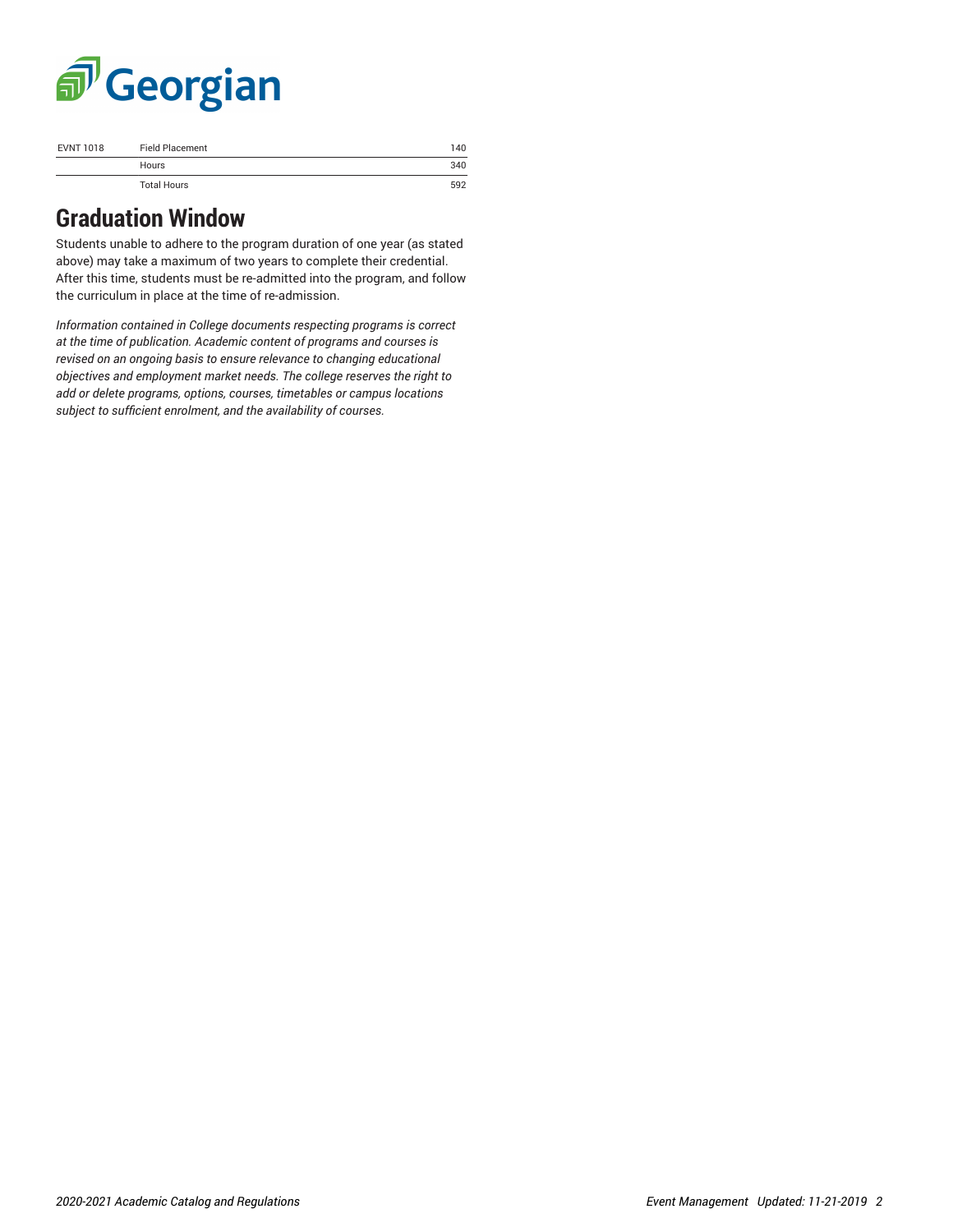| | | |
|---|---|---|
| EVNT 1018 | Field Placement | 140 |
| | Hours | 340 |
| | Total Hours | 592 |

## Graduation Window

Students unable to adhere to the program duration of one year (as stated above) may take a maximum of two years to complete their credential. After this time, students must be re-admitted into the program, and follow the curriculum in place at the time of re-admission.

*Information contained in College documents respecting programs is correct at the time of publication. Academic content of programs and courses is revised on an ongoing basis to ensure relevance to changing educational objectives and employment market needs. The college reserves the right to add or delete programs, options, courses, timetables or campus locations subject to sufficient enrolment, and the availability of courses.*